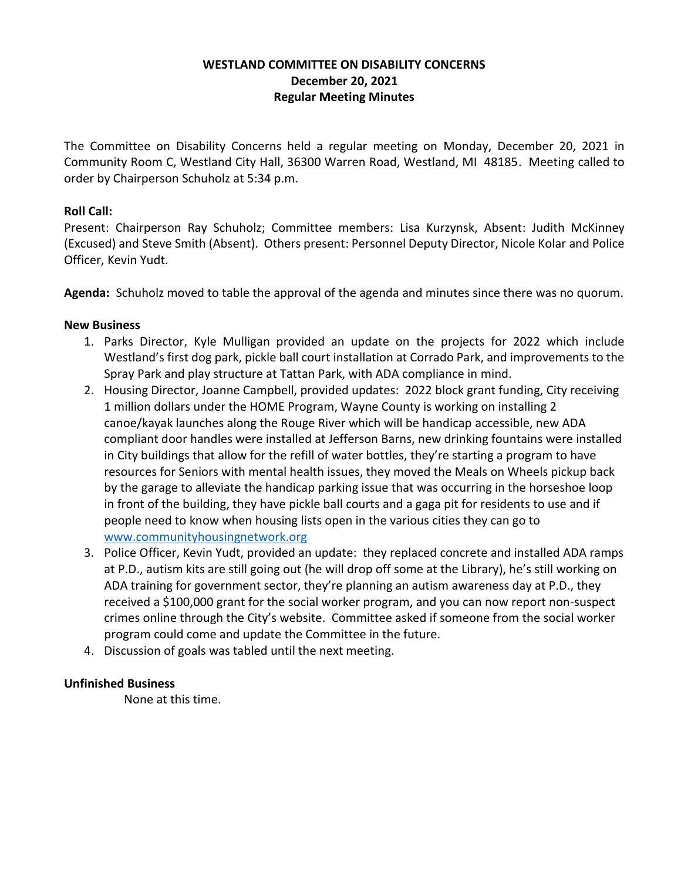**WESTLAND COMMITTEE ON DISABILITY CONCERNS**
**December 20, 2021**
**Regular Meeting Minutes**

The Committee on Disability Concerns held a regular meeting on Monday, December 20, 2021 in Community Room C, Westland City Hall, 36300 Warren Road, Westland, MI 48185. Meeting called to order by Chairperson Schuholz at 5:34 p.m.

**Roll Call:**
Present: Chairperson Ray Schuholz; Committee members: Lisa Kurzynsk, Absent: Judith McKinney (Excused) and Steve Smith (Absent). Others present: Personnel Deputy Director, Nicole Kolar and Police Officer, Kevin Yudt.

**Agenda:** Schuholz moved to table the approval of the agenda and minutes since there was no quorum.

**New Business**

1. Parks Director, Kyle Mulligan provided an update on the projects for 2022 which include Westland's first dog park, pickle ball court installation at Corrado Park, and improvements to the Spray Park and play structure at Tattan Park, with ADA compliance in mind.
2. Housing Director, Joanne Campbell, provided updates: 2022 block grant funding, City receiving 1 million dollars under the HOME Program, Wayne County is working on installing 2 canoe/kayak launches along the Rouge River which will be handicap accessible, new ADA compliant door handles were installed at Jefferson Barns, new drinking fountains were installed in City buildings that allow for the refill of water bottles, they're starting a program to have resources for Seniors with mental health issues, they moved the Meals on Wheels pickup back by the garage to alleviate the handicap parking issue that was occurring in the horseshoe loop in front of the building, they have pickle ball courts and a gaga pit for residents to use and if people need to know when housing lists open in the various cities they can go to www.communityhousingnetwork.org
3. Police Officer, Kevin Yudt, provided an update: they replaced concrete and installed ADA ramps at P.D., autism kits are still going out (he will drop off some at the Library), he's still working on ADA training for government sector, they're planning an autism awareness day at P.D., they received a $100,000 grant for the social worker program, and you can now report non-suspect crimes online through the City's website. Committee asked if someone from the social worker program could come and update the Committee in the future.
4. Discussion of goals was tabled until the next meeting.

**Unfinished Business**

None at this time.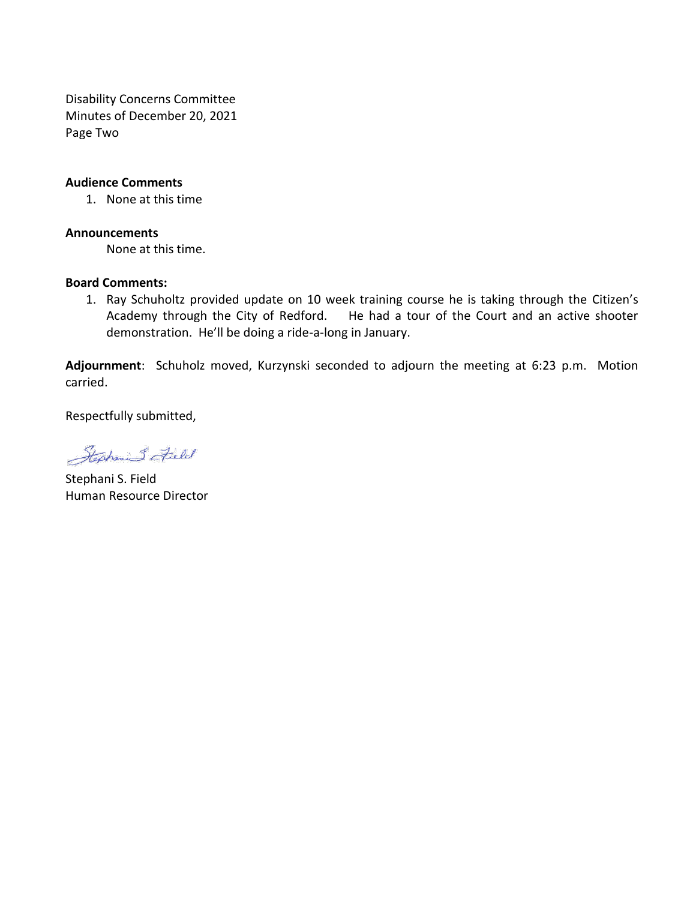**Audience Comments**

1. None at this time

**Announcements**

None at this time.

**Board Comments:**

1. Ray Schuholtz provided update on 10 week training course he is taking through the Citizen's Academy through the City of Redford. He had a tour of the Court and an active shooter demonstration. He'll be doing a ride-a-long in January.

**Adjournment**: Schuholz moved, Kurzynski seconded to adjourn the meeting at 6:23 p.m. Motion carried.

Respectfully submitted,

Stephani S. Field
Human Resource Director